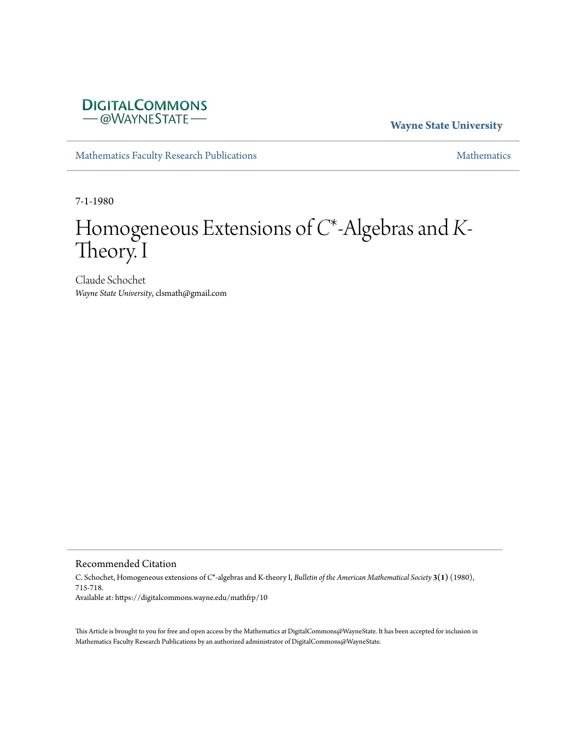DIGITALCOMMONS
— @WAYNESTATE —

**Wayne State University**

Mathematics Faculty Research Publications | Mathematics

7-1-1980

# Homogeneous Extensions of $C^*$-Algebras and $K$-Theory. I

Claude Schochet
*Wayne State University*, clsmath@gmail.com

## Recommended Citation

C. Schochet, Homogeneous extensions of $C^*$-algebras and K-theory I, *Bulletin of the American Mathematical Society* **3(1)** (1980), 715-718.
Available at: https://digitalcommons.wayne.edu/mathfrp/10

This Article is brought to you for free and open access by the Mathematics at DigitalCommons@WayneState. It has been accepted for inclusion in Mathematics Faculty Research Publications by an authorized administrator of DigitalCommons@WayneState.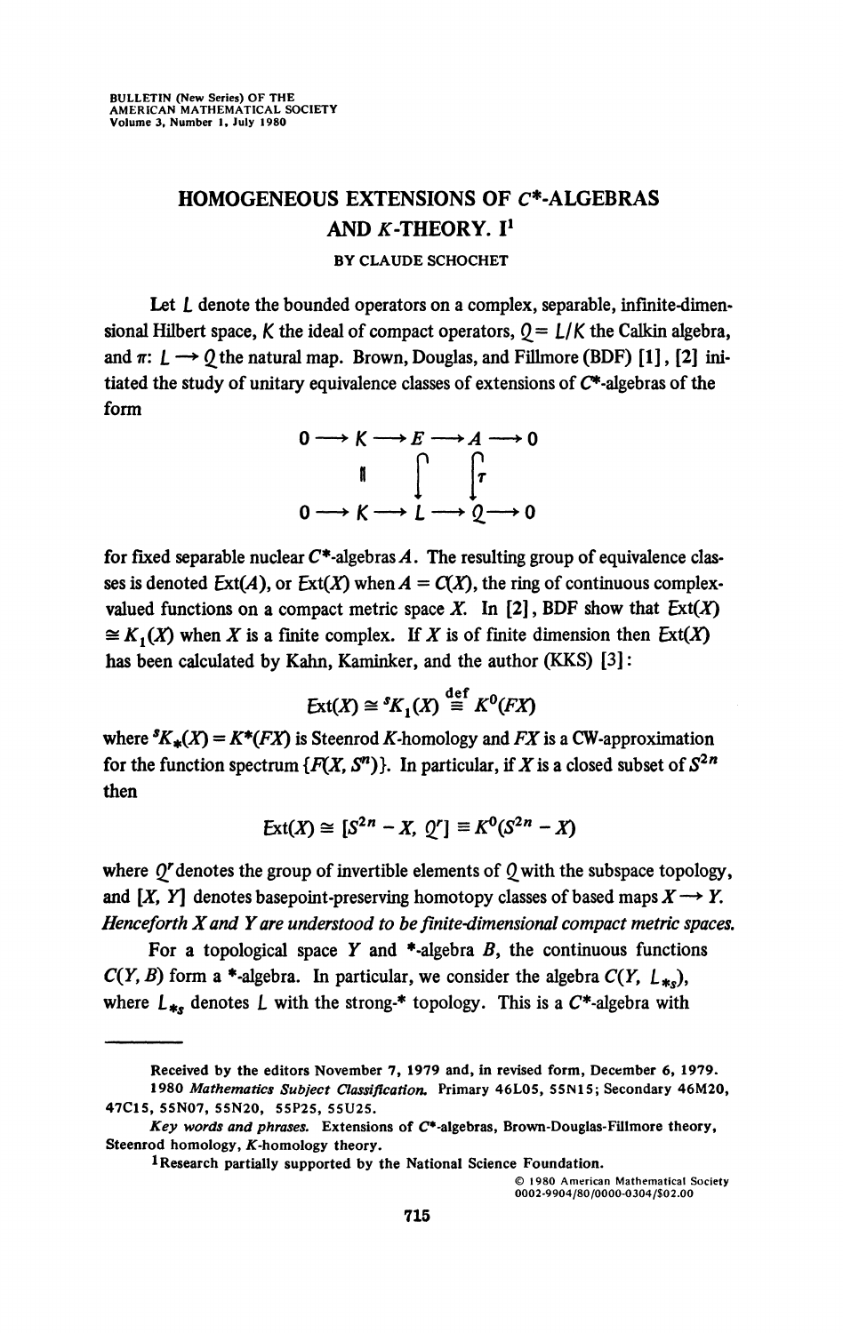# HOMOGENEOUS EXTENSIONS OF $C^*$-ALGEBRAS AND $K$-THEORY. I[1]

BY CLAUDE SCHOCHET

Let $L$ denote the bounded operators on a complex, separable, infinite-dimensional Hilbert space, $K$ the ideal of compact operators, $Q = L/K$ the Calkin algebra, and $\pi: L \longrightarrow Q$ the natural map. Brown, Douglas, and Fillmore (BDF) [1], [2] initiated the study of unitary equivalence classes of extensions of $C^*$-algebras of the form

$$\begin{array}{ccccccccc} 0 & \longrightarrow & K & \longrightarrow & E & \longrightarrow & A & \longrightarrow & 0 \\ & & \| & & \downarrow & & \downarrow \tau & & \\ 0 & \longrightarrow & K & \longrightarrow & L & \longrightarrow & Q & \longrightarrow & 0 \end{array}$$

for fixed separable nuclear $C^*$-algebras $A$. The resulting group of equivalence classes is denoted $\operatorname{Ext}(A)$, or $\operatorname{Ext}(X)$ when $A = C(X)$, the ring of continuous complex-valued functions on a compact metric space $X$. In [2], BDF show that $\operatorname{Ext}(X) \cong K_1(X)$ when $X$ is a finite complex. If $X$ is of finite dimension then $\operatorname{Ext}(X)$ has been calculated by Kahn, Kaminker, and the author (KKS) [3]:

$$\operatorname{Ext}(X) \cong {}^sK_1(X) \stackrel{\text{def}}{\equiv} K^0(FX)$$

where ${}^sK_*(X) = K^*(FX)$ is Steenrod $K$-homology and $FX$ is a CW-approximation for the function spectrum $\{F(X, S^n)\}$. In particular, if $X$ is a closed subset of $S^{2n}$ then

$$\operatorname{Ext}(X) \cong [S^{2n} - X, Q^r] \equiv K^0(S^{2n} - X)$$

where $Q^r$ denotes the group of invertible elements of $Q$ with the subspace topology, and $[X, Y]$ denotes basepoint-preserving homotopy classes of based maps $X \longrightarrow Y$. *Henceforth $X$ and $Y$ are understood to be finite-dimensional compact metric spaces.*

For a topological space $Y$ and $*$-algebra $B$, the continuous functions $C(Y, B)$ form a $*$-algebra. In particular, we consider the algebra $C(Y, L_{*s})$, where $L_{*s}$ denotes $L$ with the strong-$*$ topology. This is a $C^*$-algebra with

---

Received by the editors November 7, 1979 and, in revised form, December 6, 1979.

1980 *Mathematics Subject Classification.* Primary 46L05, 55N15; Secondary 46M20, 47C15, 55N07, 55N20, 55P25, 55U25.

*Key words and phrases.* Extensions of $C^*$-algebras, Brown-Douglas-Fillmore theory, Steenrod homology, $K$-homology theory.

[1] Research partially supported by the National Science Foundation.

© 1980 American Mathematical Society 0002-9904/80/0000-0304/$02.00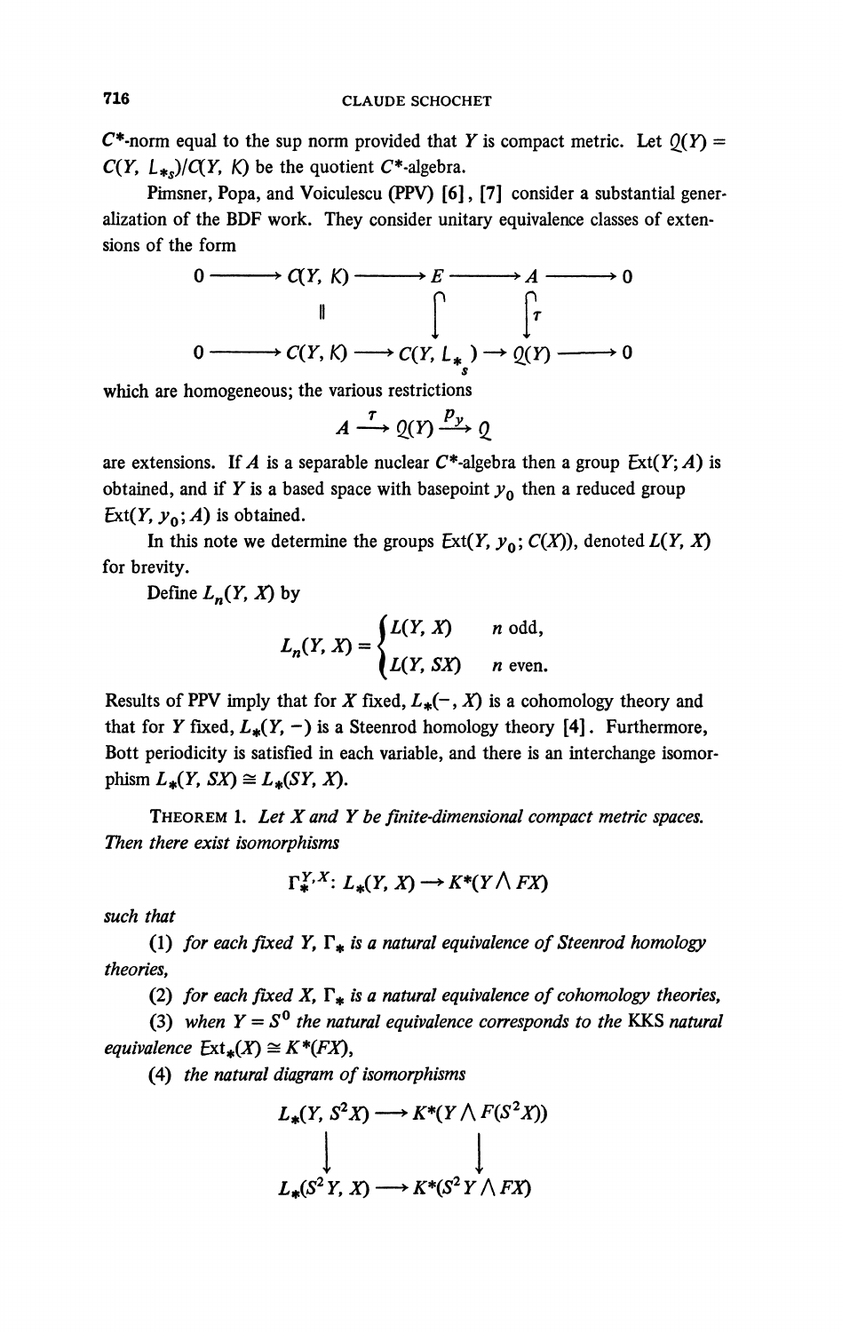$C^*$-norm equal to the sup norm provided that $Y$ is compact metric. Let $\mathcal{Q}(Y) = C(Y, L_{*s})/C(Y, K)$ be the quotient $C^*$-algebra.

Pimsner, Popa, and Voiculescu (PPV) [6], [7] consider a substantial generalization of the BDF work. They consider unitary equivalence classes of extensions of the form

$$\begin{array}{ccccccccc} 0 & \longrightarrow & C(Y, K) & \longrightarrow & E & \longrightarrow & A & \longrightarrow & 0 \\ & & \| & & \downarrow & & \downarrow \tau & & \\ 0 & \longrightarrow & C(Y, K) & \longrightarrow & C(Y, L_{*s}) & \longrightarrow & \mathcal{Q}(Y) & \longrightarrow & 0 \end{array}$$

which are homogeneous; the various restrictions

$$A \xrightarrow{\tau} \mathcal{Q}(Y) \xrightarrow{p_y} \mathcal{Q}$$

are extensions. If $A$ is a separable nuclear $C^*$-algebra then a group $\mathrm{Ext}(Y; A)$ is obtained, and if $Y$ is a based space with basepoint $y_0$ then a reduced group $\mathrm{Ext}(Y, y_0; A)$ is obtained.

In this note we determine the groups $\mathrm{Ext}(Y, y_0; C(X))$, denoted $L(Y, X)$ for brevity.

Define $L_n(Y, X)$ by

$$L_n(Y, X) = \begin{cases} L(Y, X) & n \text{ odd}, \\ L(Y, SX) & n \text{ even}. \end{cases}$$

Results of PPV imply that for $X$ fixed, $L_*(-, X)$ is a cohomology theory and that for $Y$ fixed, $L_*(Y, -)$ is a Steenrod homology theory [4]. Furthermore, Bott periodicity is satisfied in each variable, and there is an interchange isomorphism $L_*(Y, SX) \cong L_*(SY, X)$.

**THEOREM 1.** *Let $X$ and $Y$ be finite-dimensional compact metric spaces. Then there exist isomorphisms*

$$\Gamma_*^{Y,X}: L_*(Y, X) \longrightarrow K^*(Y \wedge FX)$$

*such that*

(1) *for each fixed $Y$, $\Gamma_*$ is a natural equivalence of Steenrod homology theories,*

(2) *for each fixed $X$, $\Gamma_*$ is a natural equivalence of cohomology theories,*

(3) *when $Y = S^0$ the natural equivalence corresponds to the KKS natural equivalence $\mathrm{Ext}_*(X) \cong K^*(FX)$,*

(4) *the natural diagram of isomorphisms*

$$\begin{array}{ccc} L_*(Y, S^2X) & \longrightarrow & K^*(Y \wedge F(S^2X)) \\ \downarrow & & \downarrow \\ L_*(S^2Y, X) & \longrightarrow & K^*(S^2Y \wedge FX) \end{array}$$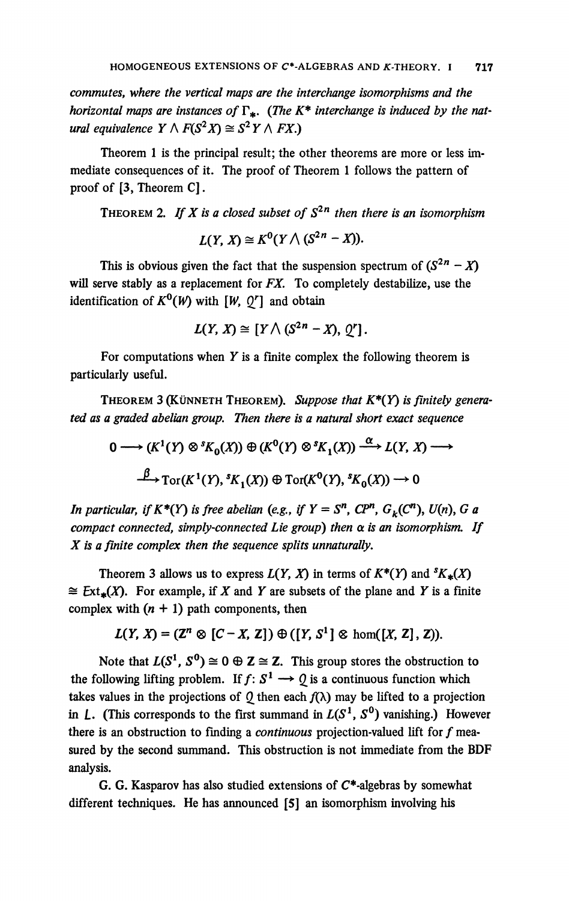*commutes, where the vertical maps are the interchange isomorphisms and the horizontal maps are instances of $\Gamma_*$. (The $K^*$ interchange is induced by the natural equivalence $Y \wedge F(S^2X) \cong S^2Y \wedge FX$.)*

Theorem 1 is the principal result; the other theorems are more or less immediate consequences of it. The proof of Theorem 1 follows the pattern of proof of [3, Theorem C].

THEOREM 2. *If $X$ is a closed subset of $S^{2n}$ then there is an isomorphism*

$$L(Y, X) \cong K^0(Y \wedge (S^{2n} - X)).$$

This is obvious given the fact that the suspension spectrum of $(S^{2n} - X)$ will serve stably as a replacement for $FX$. To completely destabilize, use the identification of $K^0(W)$ with $[W, Q^r]$ and obtain

$$L(Y, X) \cong [Y \wedge (S^{2n} - X), Q^r].$$

For computations when $Y$ is a finite complex the following theorem is particularly useful.

THEOREM 3 (KÜNNETH THEOREM). *Suppose that $K^*(Y)$ is finitely generated as a graded abelian group. Then there is a natural short exact sequence*

$$0 \longrightarrow (K^1(Y) \otimes {}^sK_0(X)) \oplus (K^0(Y) \otimes {}^sK_1(X)) \xrightarrow{\alpha} L(Y, X) \longrightarrow$$

$$\xrightarrow{\beta} \mathrm{Tor}(K^1(Y), {}^sK_1(X)) \oplus \mathrm{Tor}(K^0(Y), {}^sK_0(X)) \longrightarrow 0$$

*In particular, if $K^*(Y)$ is free abelian (e.g., if $Y = S^n$, $CP^n$, $G_k(C^n)$, $U(n)$, $G$ a compact connected, simply-connected Lie group) then $\alpha$ is an isomorphism. If $X$ is a finite complex then the sequence splits unnaturally.*

Theorem 3 allows us to express $L(Y, X)$ in terms of $K^*(Y)$ and ${}^sK_*(X) \cong \mathrm{Ext}_*(X)$. For example, if $X$ and $Y$ are subsets of the plane and $Y$ is a finite complex with $(n + 1)$ path components, then

$$L(Y, X) = (Z^n \otimes [C - X, Z]) \oplus ([Y, S^1] \otimes \hom([X, Z], Z)).$$

Note that $L(S^1, S^0) \cong 0 \oplus Z \cong Z$. This group stores the obstruction to the following lifting problem. If $f: S^1 \longrightarrow Q$ is a continuous function which takes values in the projections of $Q$ then each $f(\lambda)$ may be lifted to a projection in $L$. (This corresponds to the first summand in $L(S^1, S^0)$ vanishing.) However there is an obstruction to finding a *continuous* projection-valued lift for $f$ measured by the second summand. This obstruction is not immediate from the BDF analysis.

G. G. Kasparov has also studied extensions of $C^*$-algebras by somewhat different techniques. He has announced [5] an isomorphism involving his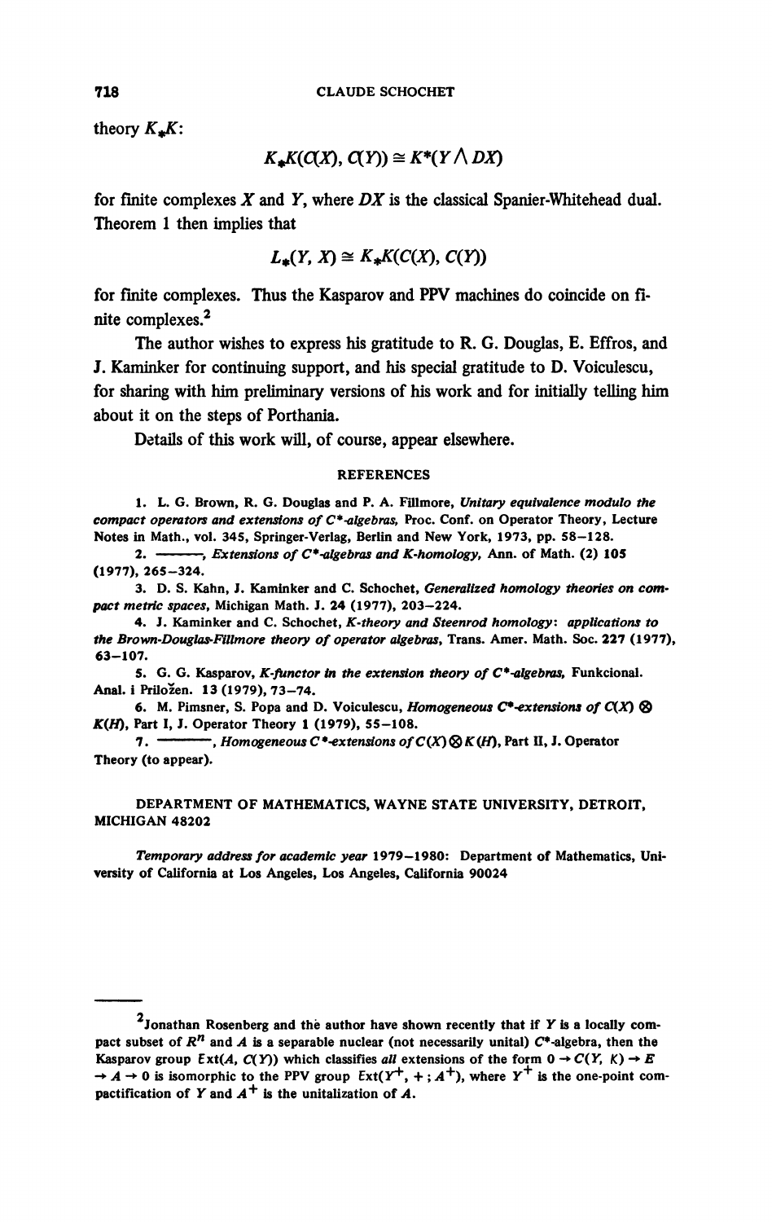theory $K_*K$:

$$K_*K(C(X), C(Y)) \cong K^*(Y \wedge DX)$$

for finite complexes $X$ and $Y$, where $DX$ is the classical Spanier-Whitehead dual. Theorem 1 then implies that

$$L_*(Y, X) \cong K_*K(C(X), C(Y))$$

for finite complexes. Thus the Kasparov and PPV machines do coincide on finite complexes.[2]

The author wishes to express his gratitude to R. G. Douglas, E. Effros, and J. Kaminker for continuing support, and his special gratitude to D. Voiculescu, for sharing with him preliminary versions of his work and for initially telling him about it on the steps of Porthania.

Details of this work will, of course, appear elsewhere.

## REFERENCES

1. L. G. Brown, R. G. Douglas and P. A. Fillmore, *Unitary equivalence modulo the compact operators and extensions of $C^*$-algebras*, Proc. Conf. on Operator Theory, Lecture Notes in Math., vol. 345, Springer-Verlag, Berlin and New York, 1973, pp. 58–128.

2. ———, *Extensions of $C^*$-algebras and K-homology*, Ann. of Math. (2) **105** (1977), 265–324.

3. D. S. Kahn, J. Kaminker and C. Schochet, *Generalized homology theories on compact metric spaces*, Michigan Math. J. **24** (1977), 203–224.

4. J. Kaminker and C. Schochet, *K-theory and Steenrod homology: applications to the Brown-Douglas-Fillmore theory of operator algebras*, Trans. Amer. Math. Soc. **227** (1977), 63–107.

5. G. G. Kasparov, *K-functor in the extension theory of $C^*$-algebras*, Funkcional. Anal. i Priložen. **13** (1979), 73–74.

6. M. Pimsner, S. Popa and D. Voiculescu, *Homogeneous $C^*$-extensions of $C(X) \otimes K(H)$*, Part I, J. Operator Theory **1** (1979), 55–108.

7. ———, *Homogeneous $C^*$-extensions of $C(X) \otimes K(H)$*, Part II, J. Operator Theory (to appear).

DEPARTMENT OF MATHEMATICS, WAYNE STATE UNIVERSITY, DETROIT, MICHIGAN 48202

*Temporary address for academic year* 1979–1980: Department of Mathematics, University of California at Los Angeles, Los Angeles, California 90024

---

[2] Jonathan Rosenberg and the author have shown recently that if $Y$ is a locally compact subset of $R^n$ and $A$ is a separable nuclear (not necessarily unital) $C^*$-algebra, then the Kasparov group $\mathrm{Ext}(A, C(Y))$ which classifies *all* extensions of the form $0 \to C(Y, K) \to E \to A \to 0$ is isomorphic to the PPV group $\mathrm{Ext}(Y^+, + ; A^+)$, where $Y^+$ is the one-point compactification of $Y$ and $A^+$ is the unitalization of $A$.